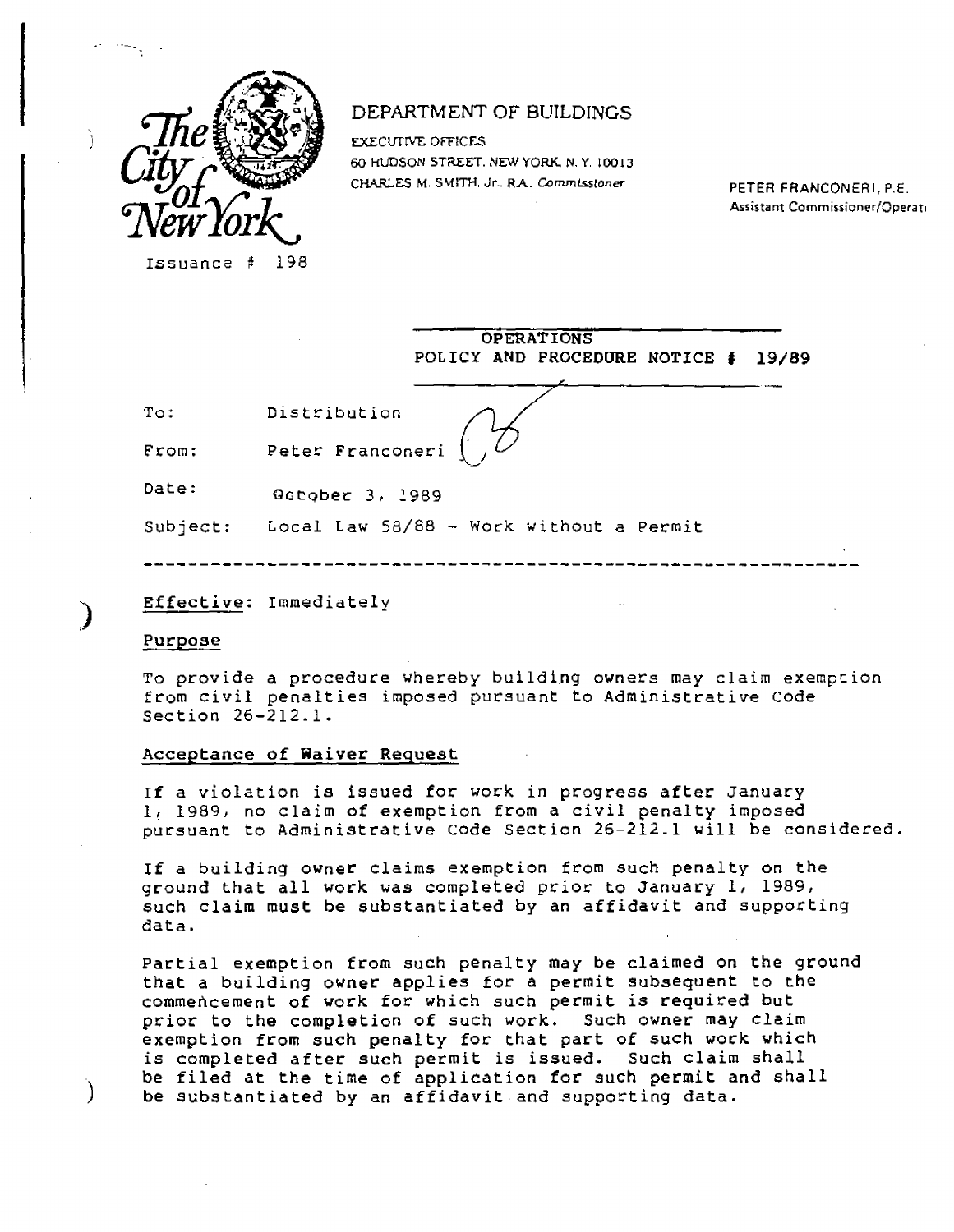The City of New York

DEPARTMENT OF BUILDINGS

EXECUTIVE OFFICES
60 HUDSON STREET, NEW YORK, N.Y. 10013
CHARLES M. SMITH, Jr., R.A. *Commissioner*

PETER FRANCONERI, P.E.
Assistant Commissioner/Operati

Issuance # 198

**OPERATIONS
POLICY AND PROCEDURE NOTICE # 19/89**

To: Distribution

From: Peter Franconeri

Date: October 3, 1989

Subject: Local Law 58/88 - Work without a Permit

---

**Effective:** Immediately

## Purpose

To provide a procedure whereby building owners may claim exemption from civil penalties imposed pursuant to Administrative Code Section 26-212.1.

## Acceptance of Waiver Request

If a violation is issued for work in progress after January 1, 1989, no claim of exemption from a civil penalty imposed pursuant to Administrative Code Section 26-212.1 will be considered.

If a building owner claims exemption from such penalty on the ground that all work was completed prior to January 1, 1989, such claim must be substantiated by an affidavit and supporting data.

Partial exemption from such penalty may be claimed on the ground that a building owner applies for a permit subsequent to the commencement of work for which such permit is required but prior to the completion of such work. Such owner may claim exemption from such penalty for that part of such work which is completed after such permit is issued. Such claim shall be filed at the time of application for such permit and shall be substantiated by an affidavit and supporting data.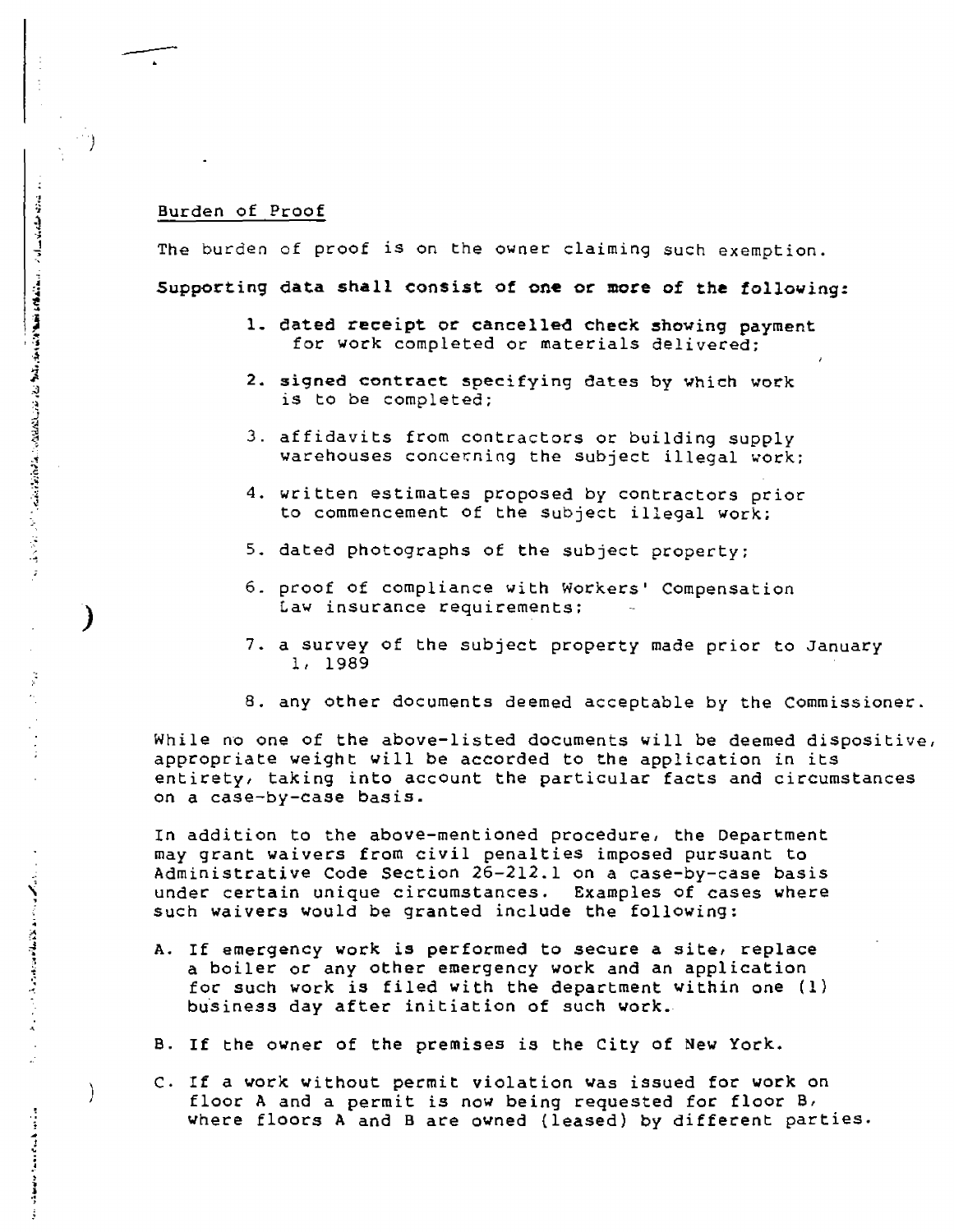Burden of Proof

The burden of proof is on the owner claiming such exemption.

**Supporting data shall consist of one or more of the following:**

1. dated receipt or cancelled check showing payment for work completed or materials delivered;
2. signed contract specifying dates by which work is to be completed;
3. affidavits from contractors or building supply warehouses concerning the subject illegal work;
4. written estimates proposed by contractors prior to commencement of the subject illegal work;
5. dated photographs of the subject property;
6. proof of compliance with Workers' Compensation Law insurance requirements;
7. a survey of the subject property made prior to January 1, 1989
8. any other documents deemed acceptable by the Commissioner.

While no one of the above-listed documents will be deemed dispositive, appropriate weight will be accorded to the application in its entirety, taking into account the particular facts and circumstances on a case-by-case basis.

In addition to the above-mentioned procedure, the Department may grant waivers from civil penalties imposed pursuant to Administrative Code Section 26-212.1 on a case-by-case basis under certain unique circumstances. Examples of cases where such waivers would be granted include the following:

A. If emergency work is performed to secure a site, replace a boiler or any other emergency work and an application for such work is filed with the department within one (1) business day after initiation of such work.

B. If the owner of the premises is the City of New York.

C. If a work without permit violation was issued for work on floor A and a permit is now being requested for floor B, where floors A and B are owned (leased) by different parties.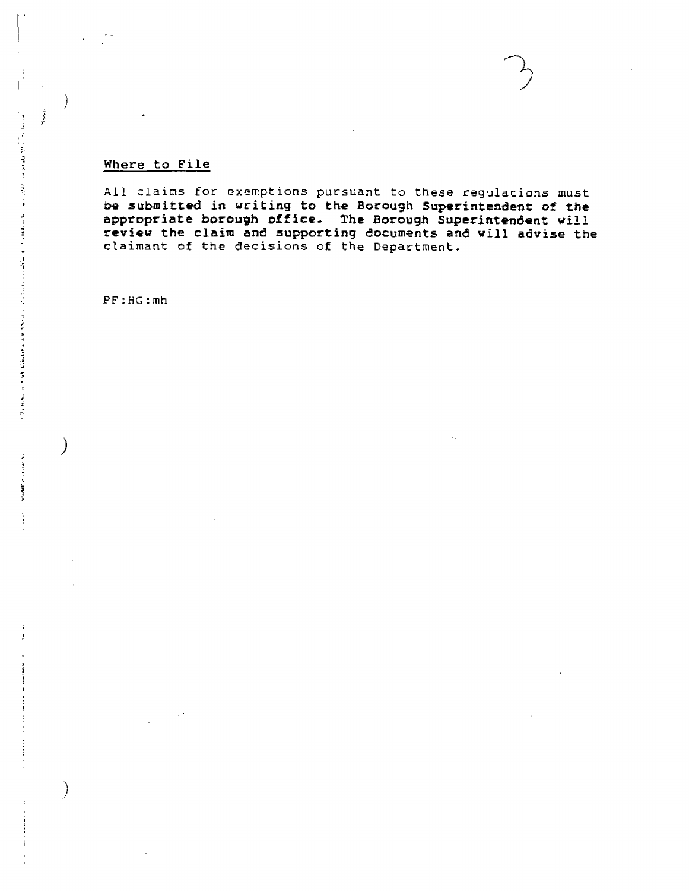## Where to File

All claims for exemptions pursuant to these regulations must be submitted in writing to the Borough Superintendent of the appropriate borough office. The Borough Superintendent will review the claim and supporting documents and will advise the claimant of the decisions of the Department.

PF:HG:mh